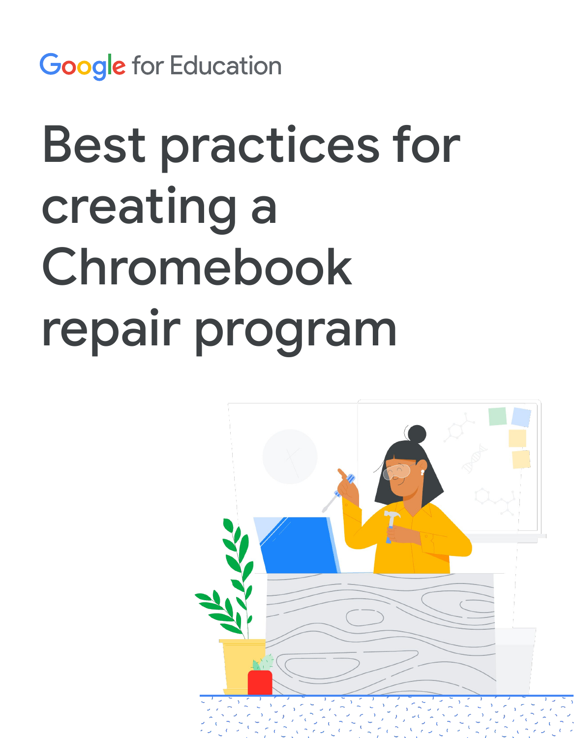Google for Education

# Best practices for creating a Chromebook repair program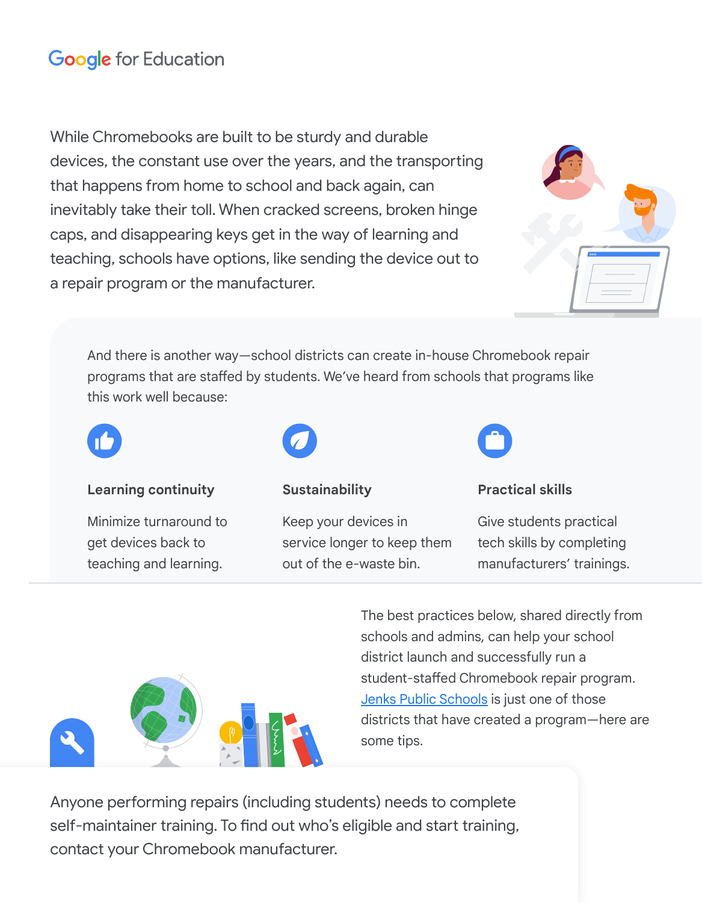Google for Education

While Chromebooks are built to be sturdy and durable devices, the constant use over the years, and the transporting that happens from home to school and back again, can inevitably take their toll. When cracked screens, broken hinge caps, and disappearing keys get in the way of learning and teaching, schools have options, like sending the device out to a repair program or the manufacturer.

And there is another way—school districts can create in-house Chromebook repair programs that are staffed by students. We've heard from schools that programs like this work well because:

**Learning continuity**

Minimize turnaround to get devices back to teaching and learning.

**Sustainability**

Keep your devices in service longer to keep them out of the e-waste bin.

**Practical skills**

Give students practical tech skills by completing manufacturers' trainings.

The best practices below, shared directly from schools and admins, can help your school district launch and successfully run a student-staffed Chromebook repair program. [Jenks Public Schools] is just one of those districts that have created a program—here are some tips.

Anyone performing repairs (including students) needs to complete self-maintainer training. To find out who's eligible and start training, contact your Chromebook manufacturer.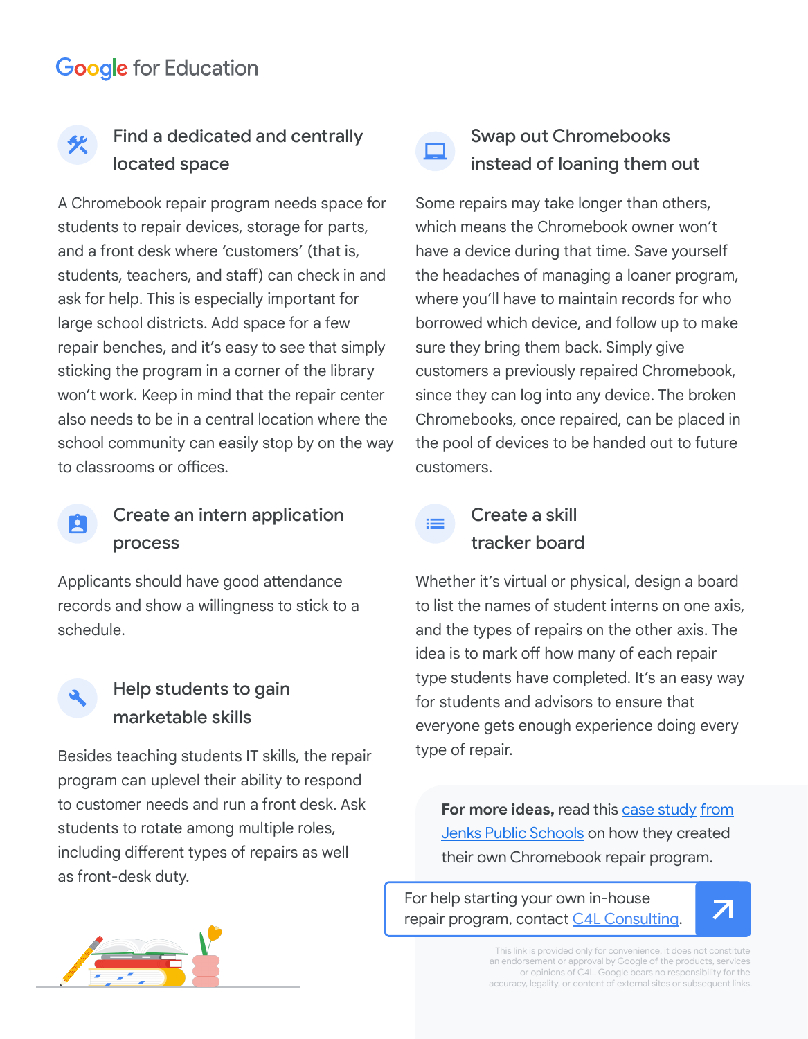## Find a dedicated and centrally located space

A Chromebook repair program needs space for students to repair devices, storage for parts, and a front desk where 'customers' (that is, students, teachers, and staff) can check in and ask for help. This is especially important for large school districts. Add space for a few repair benches, and it's easy to see that simply sticking the program in a corner of the library won't work. Keep in mind that the repair center also needs to be in a central location where the school community can easily stop by on the way to classrooms or offices.

## Create an intern application process

Applicants should have good attendance records and show a willingness to stick to a schedule.

## Help students to gain marketable skills

Besides teaching students IT skills, the repair program can uplevel their ability to respond to customer needs and run a front desk. Ask students to rotate among multiple roles, including different types of repairs as well as front-desk duty.

## Swap out Chromebooks instead of loaning them out

Some repairs may take longer than others, which means the Chromebook owner won't have a device during that time. Save yourself the headaches of managing a loaner program, where you'll have to maintain records for who borrowed which device, and follow up to make sure they bring them back. Simply give customers a previously repaired Chromebook, since they can log into any device. The broken Chromebooks, once repaired, can be placed in the pool of devices to be handed out to future customers.

## Create a skill tracker board

Whether it's virtual or physical, design a board to list the names of student interns on one axis, and the types of repairs on the other axis. The idea is to mark off how many of each repair type students have completed. It's an easy way for students and advisors to ensure that everyone gets enough experience doing every type of repair.

**For more ideas,** read this case study from Jenks Public Schools on how they created their own Chromebook repair program.

For help starting your own in-house repair program, contact C4L Consulting.

This link is provided only for convenience, it does not constitute an endorsement or approval by Google of the products, services or opinions of C4L. Google bears no responsibility for the accuracy, legality, or content of external sites or subsequent links.